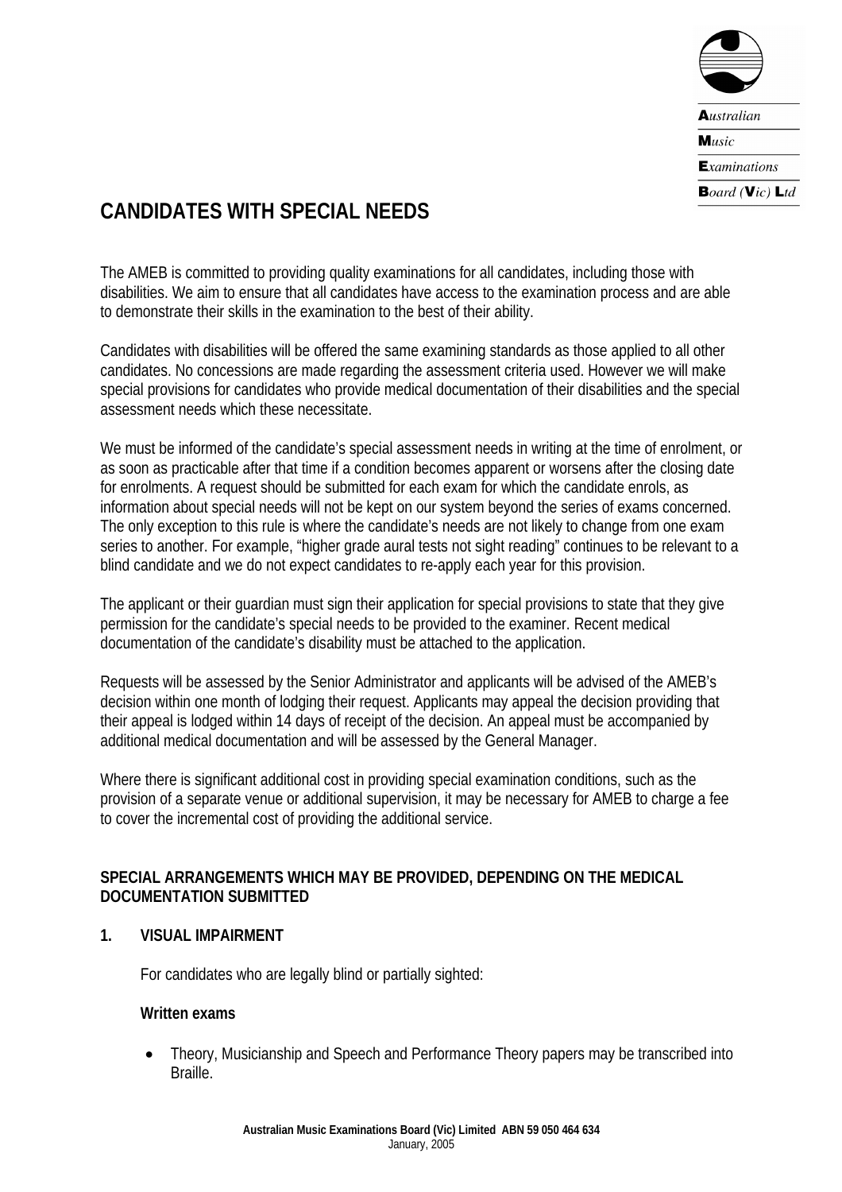Australian Music Examinations Board (Vic) Ltd

# CANDIDATES WITH SPECIAL NEEDS

The AMEB is committed to providing quality examinations for all candidates, including those with disabilities. We aim to ensure that all candidates have access to the examination process and are able to demonstrate their skills in the examination to the best of their ability.

Candidates with disabilities will be offered the same examining standards as those applied to all other candidates. No concessions are made regarding the assessment criteria used. However we will make special provisions for candidates who provide medical documentation of their disabilities and the special assessment needs which these necessitate.

We must be informed of the candidate's special assessment needs in writing at the time of enrolment, or as soon as practicable after that time if a condition becomes apparent or worsens after the closing date for enrolments. A request should be submitted for each exam for which the candidate enrols, as information about special needs will not be kept on our system beyond the series of exams concerned. The only exception to this rule is where the candidate's needs are not likely to change from one exam series to another. For example, "higher grade aural tests not sight reading" continues to be relevant to a blind candidate and we do not expect candidates to re-apply each year for this provision.

The applicant or their guardian must sign their application for special provisions to state that they give permission for the candidate's special needs to be provided to the examiner. Recent medical documentation of the candidate's disability must be attached to the application.

Requests will be assessed by the Senior Administrator and applicants will be advised of the AMEB's decision within one month of lodging their request. Applicants may appeal the decision providing that their appeal is lodged within 14 days of receipt of the decision. An appeal must be accompanied by additional medical documentation and will be assessed by the General Manager.

Where there is significant additional cost in providing special examination conditions, such as the provision of a separate venue or additional supervision, it may be necessary for AMEB to charge a fee to cover the incremental cost of providing the additional service.

## SPECIAL ARRANGEMENTS WHICH MAY BE PROVIDED, DEPENDING ON THE MEDICAL DOCUMENTATION SUBMITTED

### 1. VISUAL IMPAIRMENT

For candidates who are legally blind or partially sighted:

**Written exams**

- Theory, Musicianship and Speech and Performance Theory papers may be transcribed into Braille.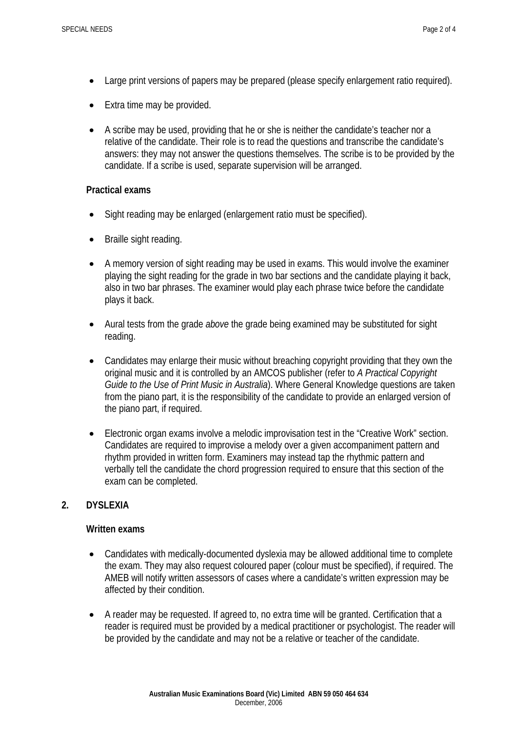- Large print versions of papers may be prepared (please specify enlargement ratio required).
- Extra time may be provided.
- A scribe may be used, providing that he or she is neither the candidate's teacher nor a relative of the candidate. Their role is to read the questions and transcribe the candidate's answers: they may not answer the questions themselves. The scribe is to be provided by the candidate. If a scribe is used, separate supervision will be arranged.

**Practical exams**

- Sight reading may be enlarged (enlargement ratio must be specified).
- Braille sight reading.
- A memory version of sight reading may be used in exams. This would involve the examiner playing the sight reading for the grade in two bar sections and the candidate playing it back, also in two bar phrases. The examiner would play each phrase twice before the candidate plays it back.
- Aural tests from the grade *above* the grade being examined may be substituted for sight reading.
- Candidates may enlarge their music without breaching copyright providing that they own the original music and it is controlled by an AMCOS publisher (refer to *A Practical Copyright Guide to the Use of Print Music in Australia*). Where General Knowledge questions are taken from the piano part, it is the responsibility of the candidate to provide an enlarged version of the piano part, if required.
- Electronic organ exams involve a melodic improvisation test in the "Creative Work" section. Candidates are required to improvise a melody over a given accompaniment pattern and rhythm provided in written form. Examiners may instead tap the rhythmic pattern and verbally tell the candidate the chord progression required to ensure that this section of the exam can be completed.

## 2. DYSLEXIA

**Written exams**

- Candidates with medically-documented dyslexia may be allowed additional time to complete the exam. They may also request coloured paper (colour must be specified), if required. The AMEB will notify written assessors of cases where a candidate's written expression may be affected by their condition.
- A reader may be requested. If agreed to, no extra time will be granted. Certification that a reader is required must be provided by a medical practitioner or psychologist. The reader will be provided by the candidate and may not be a relative or teacher of the candidate.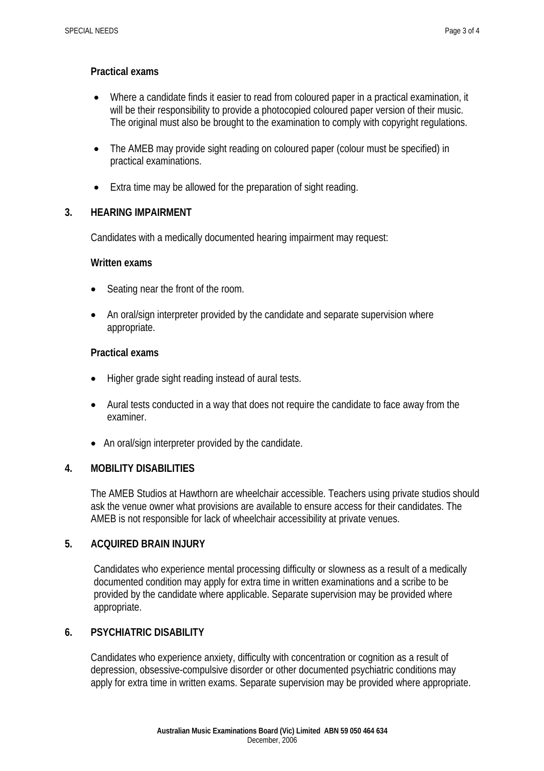**Practical exams**

- Where a candidate finds it easier to read from coloured paper in a practical examination, it will be their responsibility to provide a photocopied coloured paper version of their music. The original must also be brought to the examination to comply with copyright regulations.
- The AMEB may provide sight reading on coloured paper (colour must be specified) in practical examinations.
- Extra time may be allowed for the preparation of sight reading.

## 3. HEARING IMPAIRMENT

Candidates with a medically documented hearing impairment may request:

**Written exams**

- Seating near the front of the room.
- An oral/sign interpreter provided by the candidate and separate supervision where appropriate.

**Practical exams**

- Higher grade sight reading instead of aural tests.
- Aural tests conducted in a way that does not require the candidate to face away from the examiner.
- An oral/sign interpreter provided by the candidate.

## 4. MOBILITY DISABILITIES

The AMEB Studios at Hawthorn are wheelchair accessible. Teachers using private studios should ask the venue owner what provisions are available to ensure access for their candidates. The AMEB is not responsible for lack of wheelchair accessibility at private venues.

## 5. ACQUIRED BRAIN INJURY

Candidates who experience mental processing difficulty or slowness as a result of a medically documented condition may apply for extra time in written examinations and a scribe to be provided by the candidate where applicable. Separate supervision may be provided where appropriate.

## 6. PSYCHIATRIC DISABILITY

Candidates who experience anxiety, difficulty with concentration or cognition as a result of depression, obsessive-compulsive disorder or other documented psychiatric conditions may apply for extra time in written exams. Separate supervision may be provided where appropriate.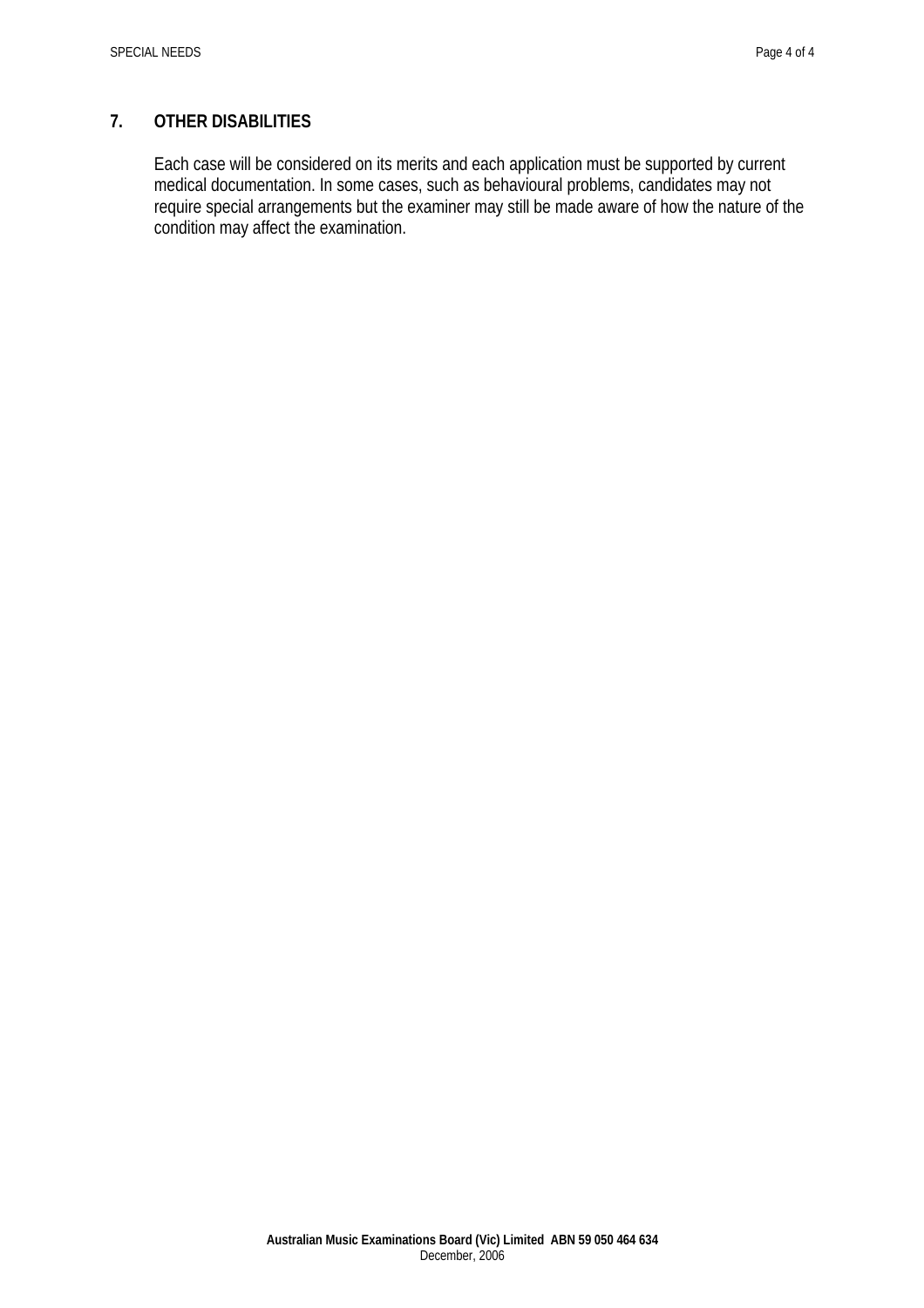## 7. OTHER DISABILITIES

Each case will be considered on its merits and each application must be supported by current medical documentation. In some cases, such as behavioural problems, candidates may not require special arrangements but the examiner may still be made aware of how the nature of the condition may affect the examination.